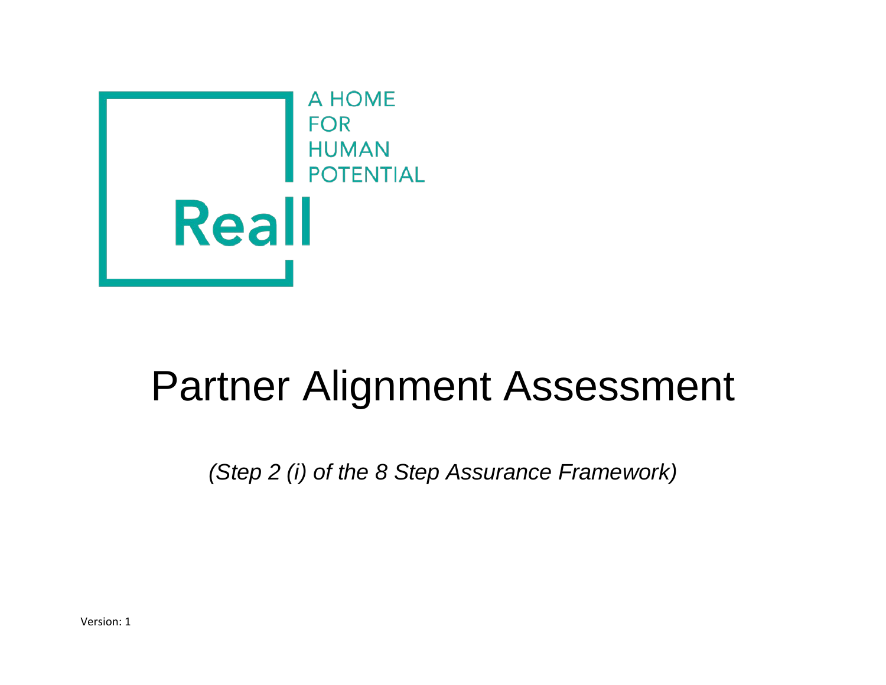A HOME
FOR
HUMAN
POTENTIAL

Reall

# Partner Alignment Assessment

*(Step 2 (i) of the 8 Step Assurance Framework)*

Version: 1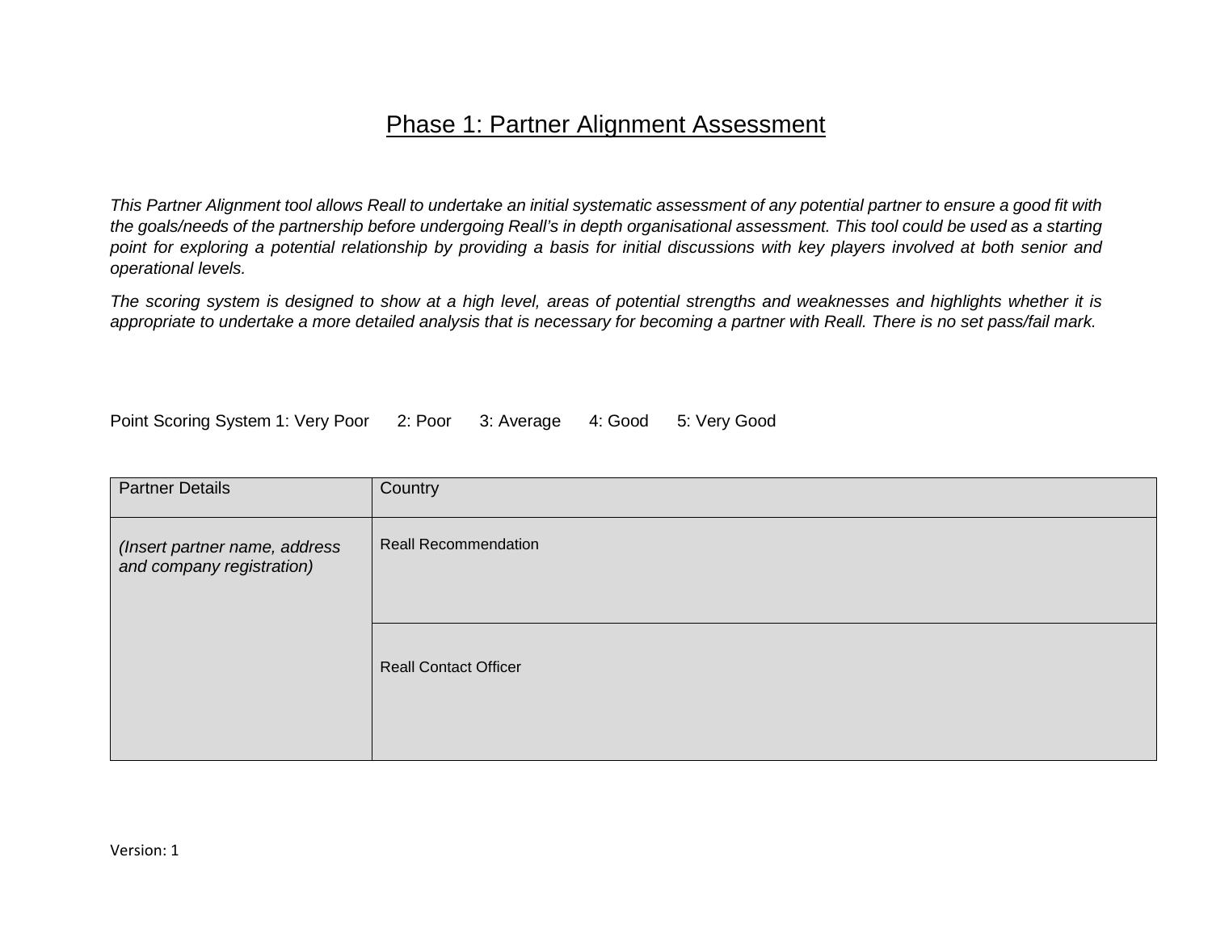# Phase 1: Partner Alignment Assessment

*This Partner Alignment tool allows Reall to undertake an initial systematic assessment of any potential partner to ensure a good fit with the goals/needs of the partnership before undergoing Reall's in depth organisational assessment. This tool could be used as a starting point for exploring a potential relationship by providing a basis for initial discussions with key players involved at both senior and operational levels.*

*The scoring system is designed to show at a high level, areas of potential strengths and weaknesses and highlights whether it is appropriate to undertake a more detailed analysis that is necessary for becoming a partner with Reall. There is no set pass/fail mark.*

Point Scoring System 1: Very Poor 2: Poor 3: Average 4: Good 5: Very Good

| Partner Details | Country |
|---|---|
| *(Insert partner name, address and company registration)* | Reall Recommendation |
| | Reall Contact Officer |

Version: 1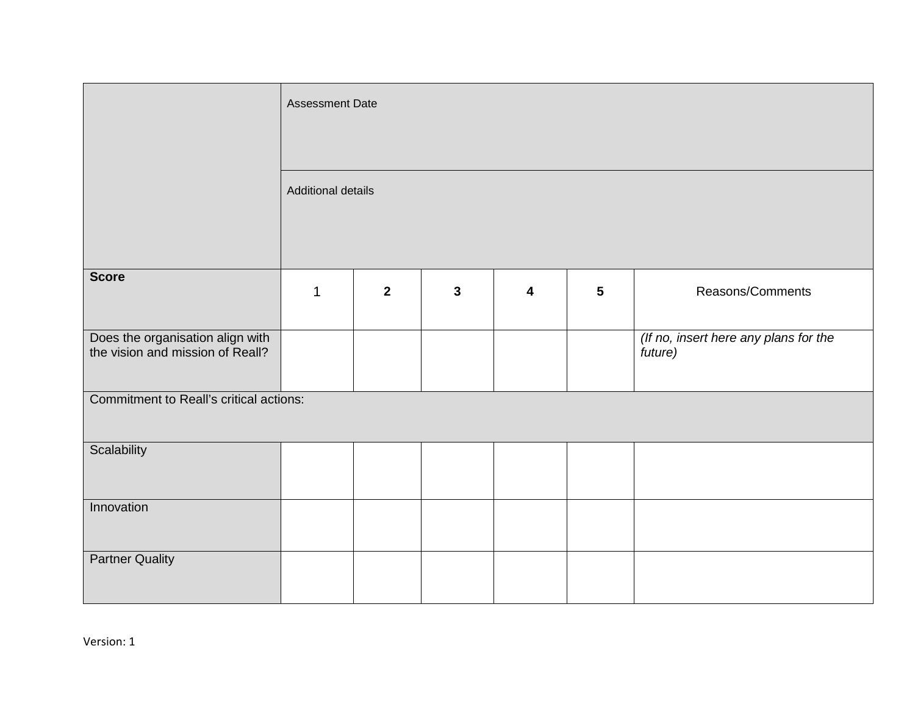| | Assessment Date | | | | | |
|---|---|---|---|---|---|---|
| | Additional details | | | | | |
| **Score** | 1 | **2** | **3** | **4** | **5** | Reasons/Comments |
| Does the organisation align with the vision and mission of Reall? | | | | | | *(If no, insert here any plans for the future)* |
| Commitment to Reall's critical actions: | | | | | | |
| Scalability | | | | | | |
| Innovation | | | | | | |
| Partner Quality | | | | | | |

Version: 1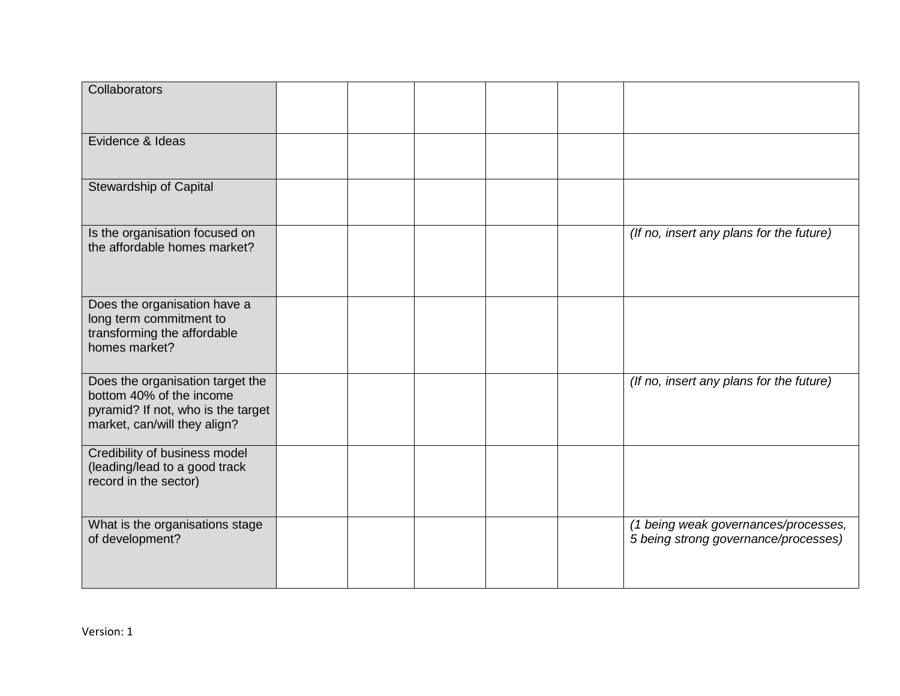| | | | | | | |
|---|---|---|---|---|---|---|
| Collaborators | | | | | | |
| Evidence & Ideas | | | | | | |
| Stewardship of Capital | | | | | | |
| Is the organisation focused on the affordable homes market? | | | | | | *(If no, insert any plans for the future)* |
| Does the organisation have a long term commitment to transforming the affordable homes market? | | | | | | |
| Does the organisation target the bottom 40% of the income pyramid? If not, who is the target market, can/will they align? | | | | | | *(If no, insert any plans for the future)* |
| Credibility of business model (leading/lead to a good track record in the sector) | | | | | | |
| What is the organisations stage of development? | | | | | | *(1 being weak governances/processes, 5 being strong governance/processes)* |

Version: 1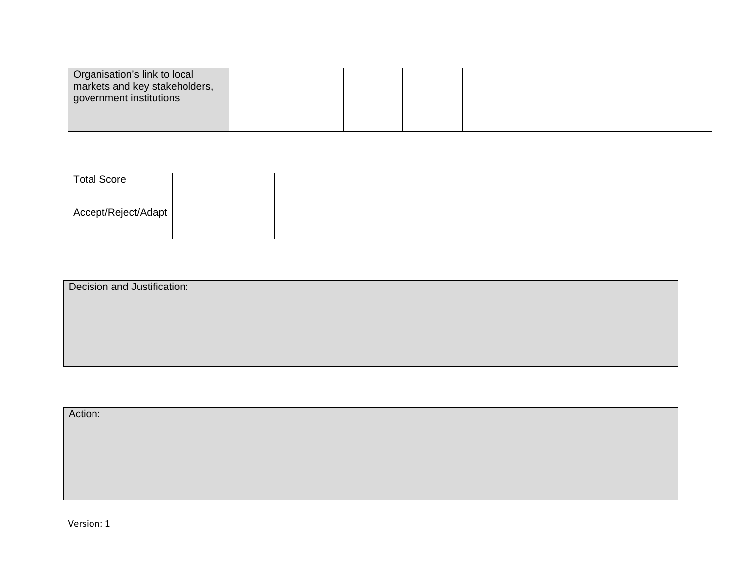| Organisation’s link to local markets and key stakeholders, government institutions | | | | | | |
|---|---|---|---|---|---|---|

| Total Score | |
|---|---|
| Accept/Reject/Adapt | |

| Decision and Justification: |
|---|

| Action: |
|---|

Version: 1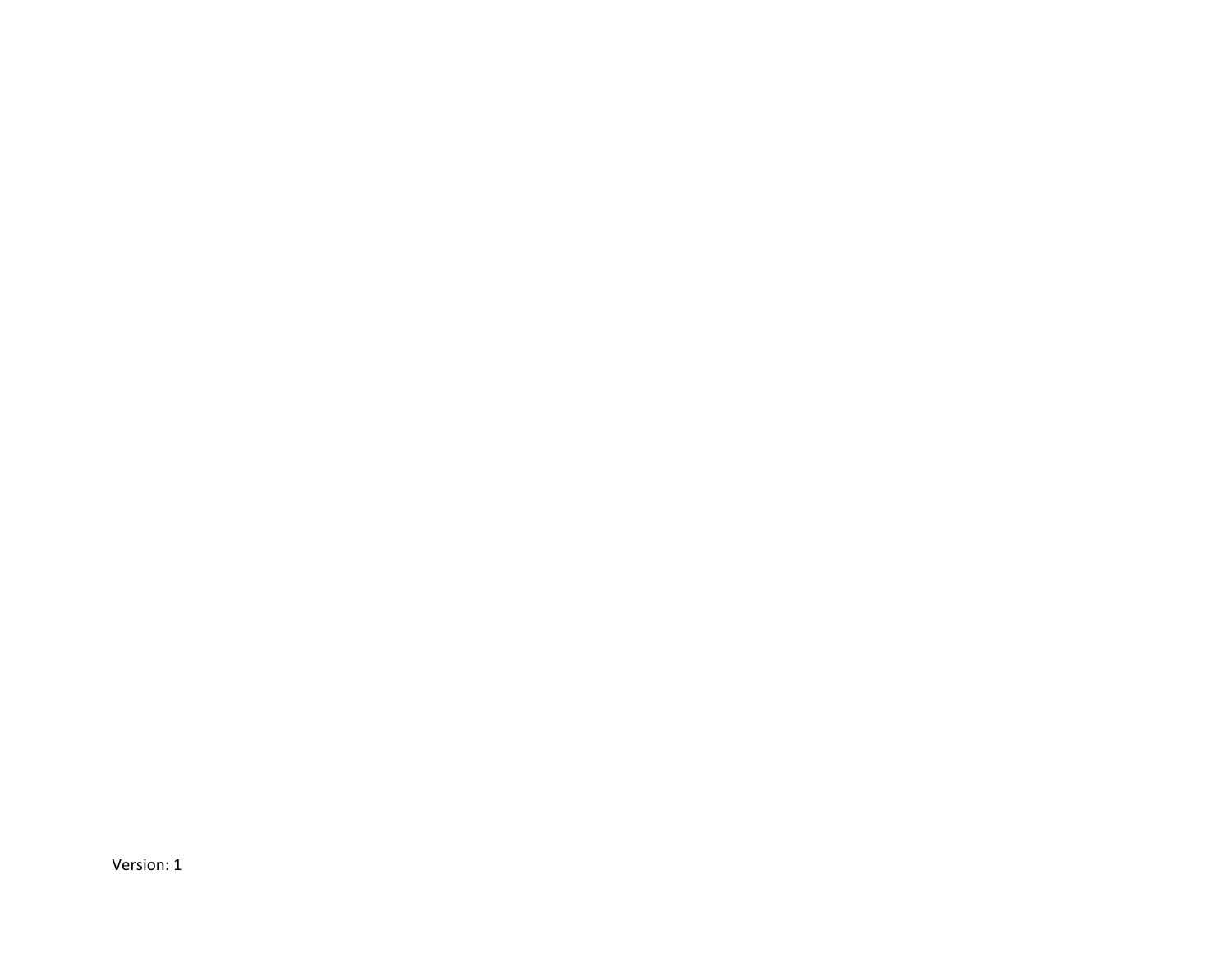Version: 1